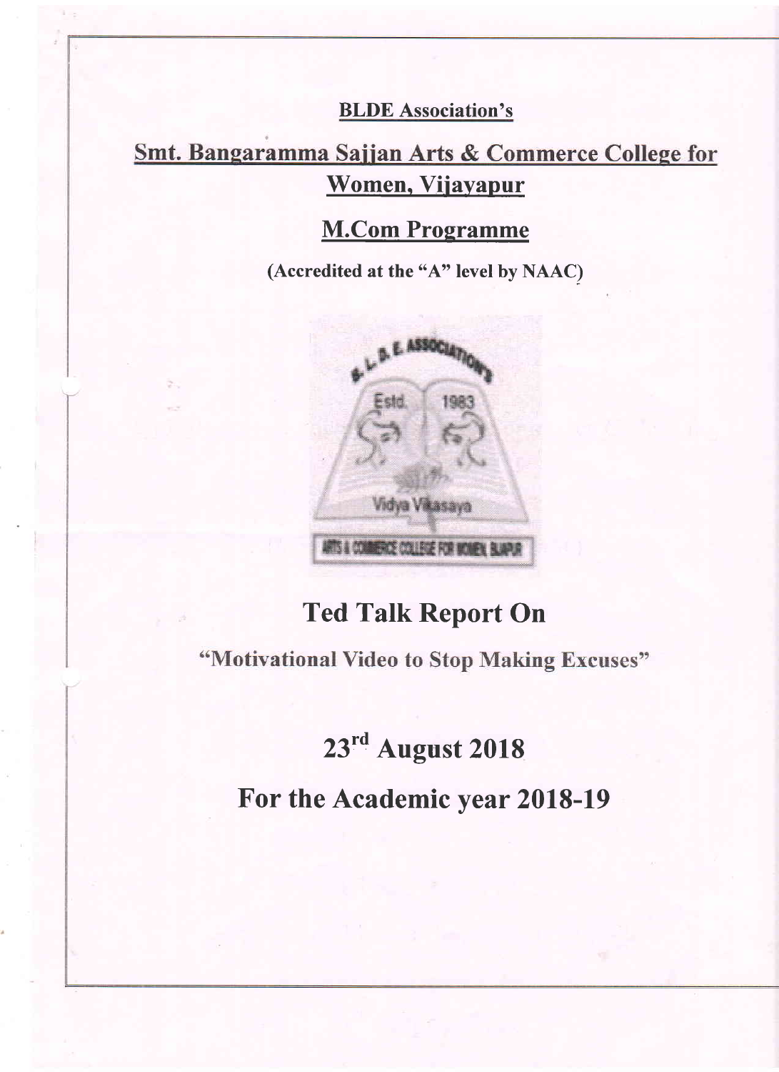**BLDE Association's**

# Smt. Bangaramma Sajjan Arts & Commerce College for Women, Vijayapur

## M.Com Programme

**(Accredited at the "A" level by NAAC)**

# Ted Talk Report On

**"Motivational Video to Stop Making Excuses"**

## 23rd August 2018

## For the Academic year 2018-19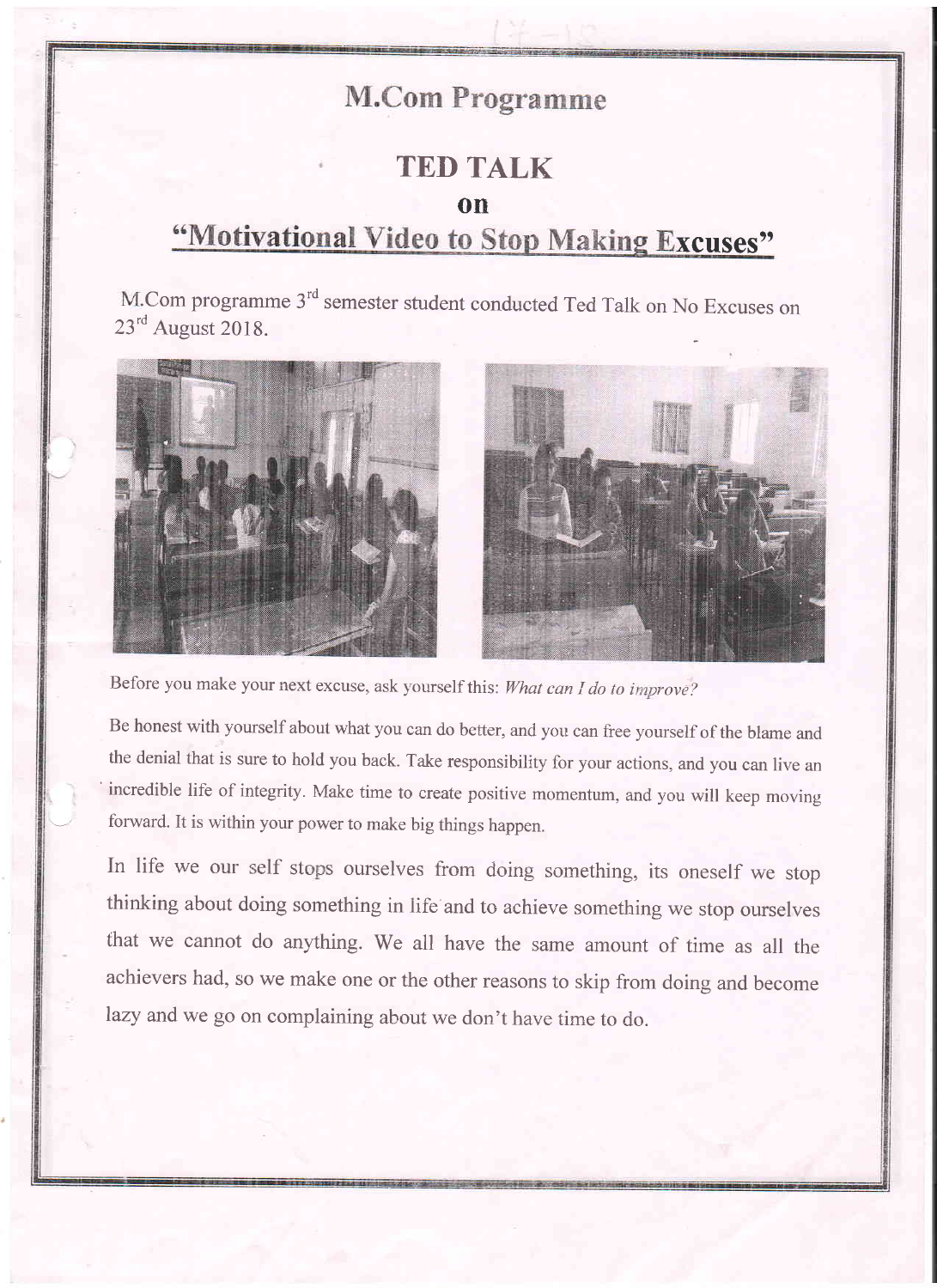# M.Com Programme

## TED TALK

## on

## "Motivational Video to Stop Making Excuses"

M.Com programme 3rd semester student conducted Ted Talk on No Excuses on 23rd August 2018.

Before you make your next excuse, ask yourself this: *What can I do to improve?*

Be honest with yourself about what you can do better, and you can free yourself of the blame and the denial that is sure to hold you back. Take responsibility for your actions, and you can live an incredible life of integrity. Make time to create positive momentum, and you will keep moving forward. It is within your power to make big things happen.

In life we our self stops ourselves from doing something, its oneself we stop thinking about doing something in life and to achieve something we stop ourselves that we cannot do anything. We all have the same amount of time as all the achievers had, so we make one or the other reasons to skip from doing and become lazy and we go on complaining about we don't have time to do.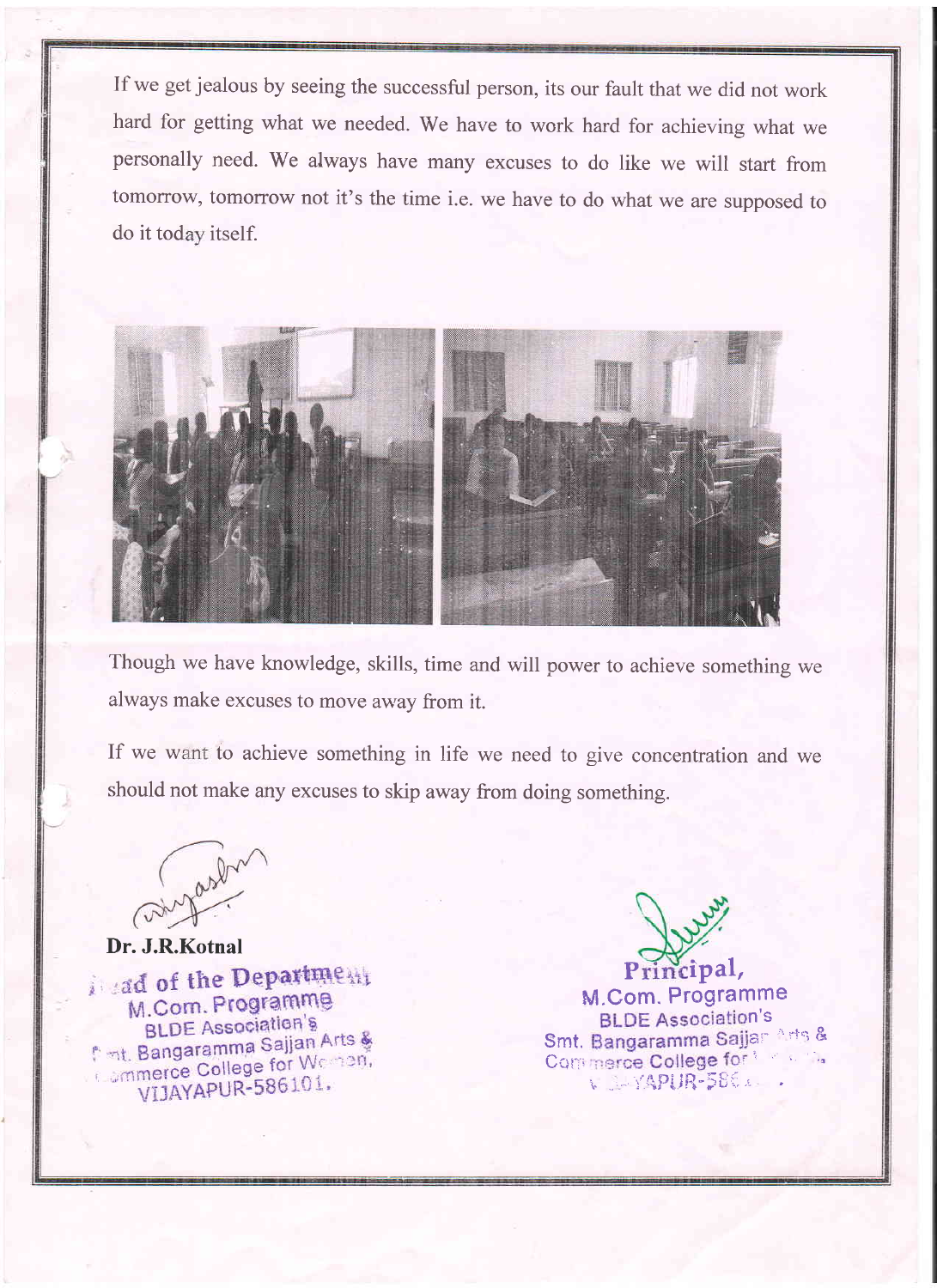If we get jealous by seeing the successful person, its our fault that we did not work hard for getting what we needed. We have to work hard for achieving what we personally need. We always have many excuses to do like we will start from tomorrow, tomorrow not it's the time i.e. we have to do what we are supposed to do it today itself.

Though we have knowledge, skills, time and will power to achieve something we always make excuses to move away from it.

If we want to achieve something in life we need to give concentration and we should not make any excuses to skip away from doing something.

**Dr. J.R.Kotnal**

Head of the Department
M.Com. Programme
BLDE Association's
Smt. Bangaramma Sajjan Arts &
Commerce College for Women,
VIJAYAPUR-586101.

Principal,
M.Com. Programme
BLDE Association's
Smt. Bangaramma Sajjan Arts &
Commerce College for Women,
VIJAYAPUR-586101.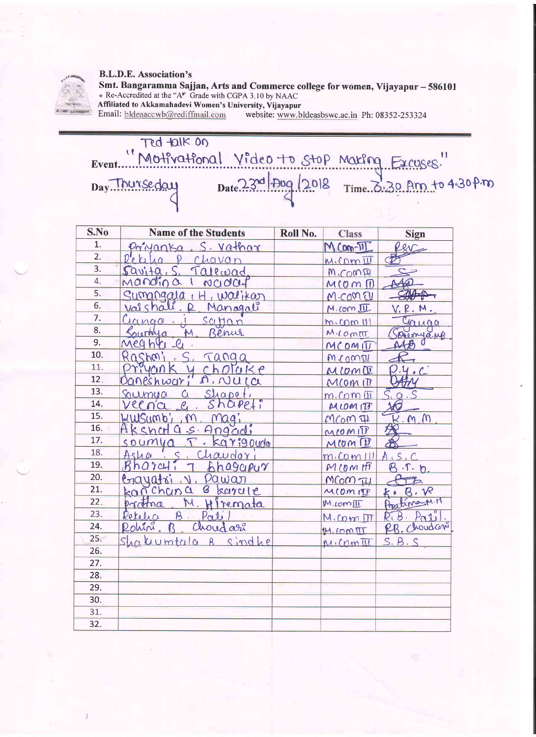**B.L.D.E. Association's**

**Smt. Bangaramma Sajjan, Arts and Commerce college for women, Vijayapur – 586101**

❖ Re-Accredited at the "A" Grade with CGPA 3.10 by NAAC

**Affiliated to Akkamahadevi Women's University, Vijayapur**

Email: bldeaaccwb@rediffmail.com website: www.bldeasbswc.ac.in Ph: 08352-253324

---

Event: Ted talk on "Motivational Video to stop Making Excuses."

Day: Thursday Date: 23rd Aug 2018 Time: 3.30 Am to 4.30 p.m

| S.No | Name of the Students | Roll No. | Class | Sign |
|---|---|---|---|---|
| 1. | Priyanka . S. Vathar | | M Com III | |
| 2. | Rekha P Chavan | | M.Com III | |
| 3. | Savita. S. Talewad | | M.Com III | |
| 4. | Mandina I Nadaf | | MCom III | |
| 5. | Sumangala . H. Walikar | | M.Com III | |
| 6. | Vaishali. R. Managoli | | M.com III | V. R. M. |
| 7. | Ganga . J Sajjan | | m.com III | Ganga |
| 8. | Soumya M. Benur | | M.Com III | Soumya.MB |
| 9. | Meghha .G. | | MCom III | |
| 10. | Rashmi . S. Tanga | | M.Com III | |
| 11. | Priyank Y Cholake | | MCom III | P.Y.C |
| 12. | Daneshwari A. Nuta | | MCom III | |
| 13. | Soumya G Shapeti | | m.Com III | S.G.S |
| 14. | Veena G. Shapeti | | MCom III | |
| 15. | Kusumbi . M. Magi | | MCom III | K.M.M. |
| 16. | Akshata S. Angadi | | MCom III | |
| 17. | Soumya T. Karigoudo | | MCom III | |
| 18. | Asha . S. Chaudari | | m.Com III | A.S.C |
| 19. | Bharati T Bhagapur | | MCom III | B.T.B. |
| 20. | Gayatri .V. Pawar | | MCom III | |
| 21. | Kanchana B Karale | | MCom III | K. B. K |
| 22. | Pratima M. Hiremata | | M.com III | Pratima M.H |
| 23. | Rekha B. Patil | | M.Com III | R.B. Patil. |
| 24. | Rohini. B Choudari | | M.Com III | R.B. Choudari |
| 25. | Shakuntala B Sindhe | | M.Com III | S.B.S |
| 26. | | | | |
| 27. | | | | |
| 28. | | | | |
| 29. | | | | |
| 30. | | | | |
| 31. | | | | |
| 32. | | | | |